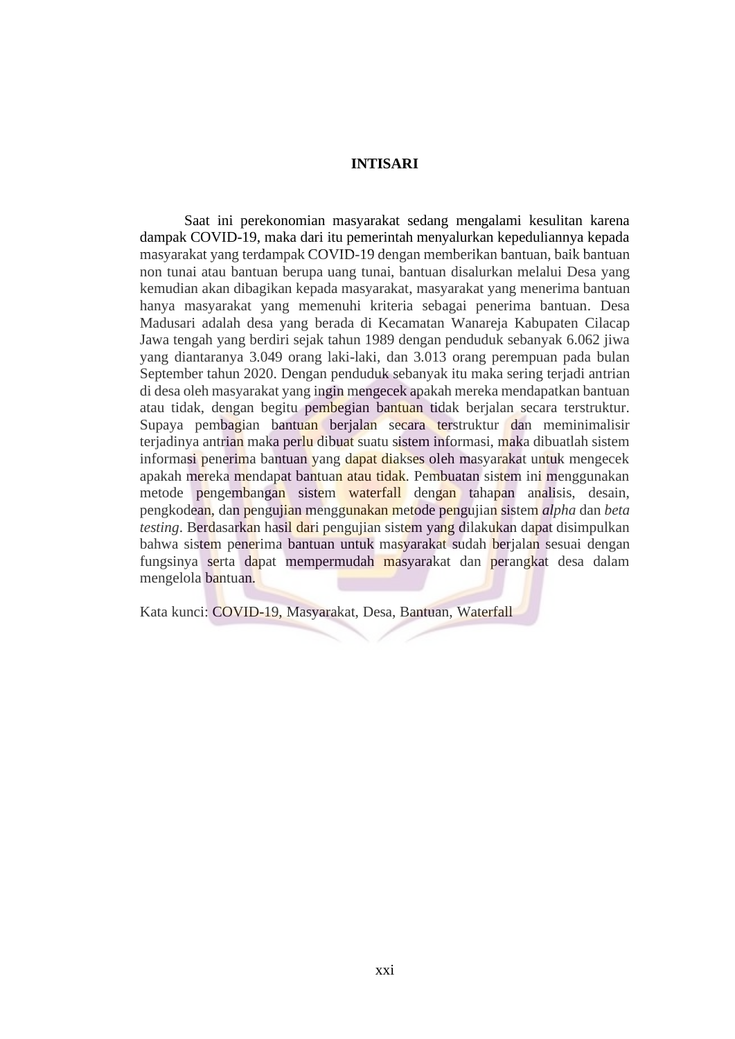# INTISARI

Saat ini perekonomian masyarakat sedang mengalami kesulitan karena dampak COVID-19, maka dari itu pemerintah menyalurkan kepeduliannya kepada masyarakat yang terdampak COVID-19 dengan memberikan bantuan, baik bantuan non tunai atau bantuan berupa uang tunai, bantuan disalurkan melalui Desa yang kemudian akan dibagikan kepada masyarakat, masyarakat yang menerima bantuan hanya masyarakat yang memenuhi kriteria sebagai penerima bantuan. Desa Madusari adalah desa yang berada di Kecamatan Wanareja Kabupaten Cilacap Jawa tengah yang berdiri sejak tahun 1989 dengan penduduk sebanyak 6.062 jiwa yang diantaranya 3.049 orang laki-laki, dan 3.013 orang perempuan pada bulan September tahun 2020. Dengan penduduk sebanyak itu maka sering terjadi antrian di desa oleh masyarakat yang ingin mengecek apakah mereka mendapatkan bantuan atau tidak, dengan begitu pembegian bantuan tidak berjalan secara terstruktur. Supaya pembagian bantuan berjalan secara terstruktur dan meminimalisir terjadinya antrian maka perlu dibuat suatu sistem informasi, maka dibuatlah sistem informasi penerima bantuan yang dapat diakses oleh masyarakat untuk mengecek apakah mereka mendapat bantuan atau tidak. Pembuatan sistem ini menggunakan metode pengembangan sistem waterfall dengan tahapan analisis, desain, pengkodean, dan pengujian menggunakan metode pengujian sistem *alpha* dan *beta testing*. Berdasarkan hasil dari pengujian sistem yang dilakukan dapat disimpulkan bahwa sistem penerima bantuan untuk masyarakat sudah berjalan sesuai dengan fungsinya serta dapat mempermudah masyarakat dan perangkat desa dalam mengelola bantuan.

Kata kunci: COVID-19, Masyarakat, Desa, Bantuan, Waterfall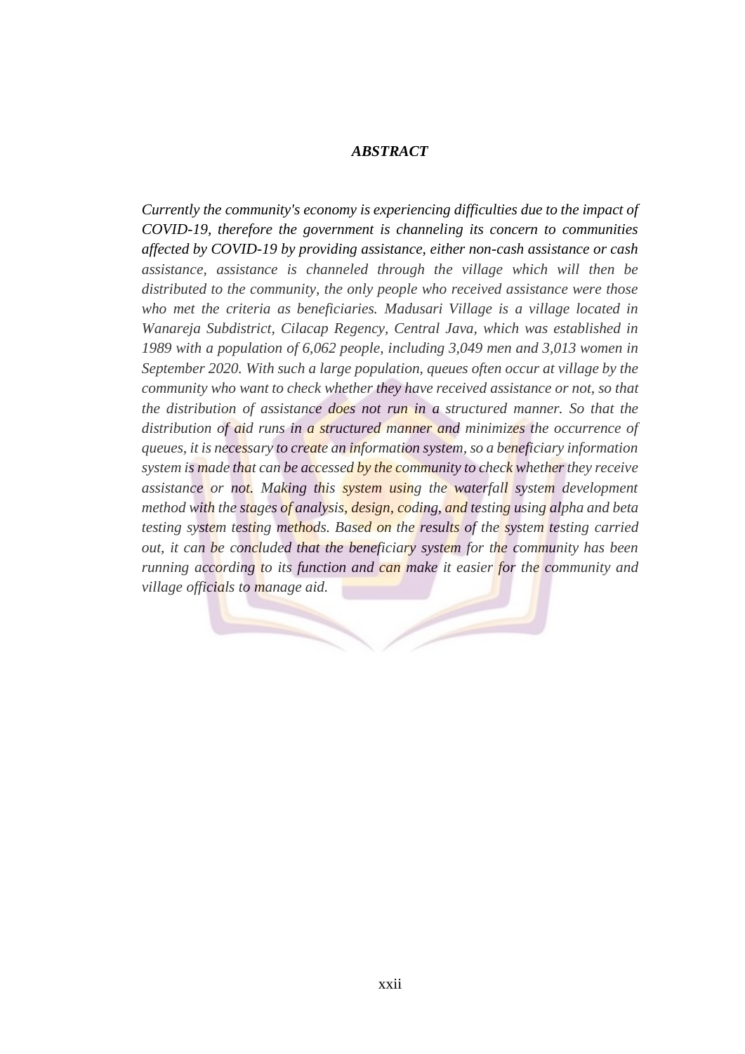# *ABSTRACT*

*Currently the community's economy is experiencing difficulties due to the impact of COVID-19, therefore the government is channeling its concern to communities affected by COVID-19 by providing assistance, either non-cash assistance or cash assistance, assistance is channeled through the village which will then be distributed to the community, the only people who received assistance were those who met the criteria as beneficiaries. Madusari Village is a village located in Wanareja Subdistrict, Cilacap Regency, Central Java, which was established in 1989 with a population of 6,062 people, including 3,049 men and 3,013 women in September 2020. With such a large population, queues often occur at village by the community who want to check whether they have received assistance or not, so that the distribution of assistance does not run in a structured manner. So that the distribution of aid runs in a structured manner and minimizes the occurrence of queues, it is necessary to create an information system, so a beneficiary information system is made that can be accessed by the community to check whether they receive assistance or not. Making this system using the waterfall system development method with the stages of analysis, design, coding, and testing using alpha and beta testing system testing methods. Based on the results of the system testing carried out, it can be concluded that the beneficiary system for the community has been running according to its function and can make it easier for the community and village officials to manage aid.*